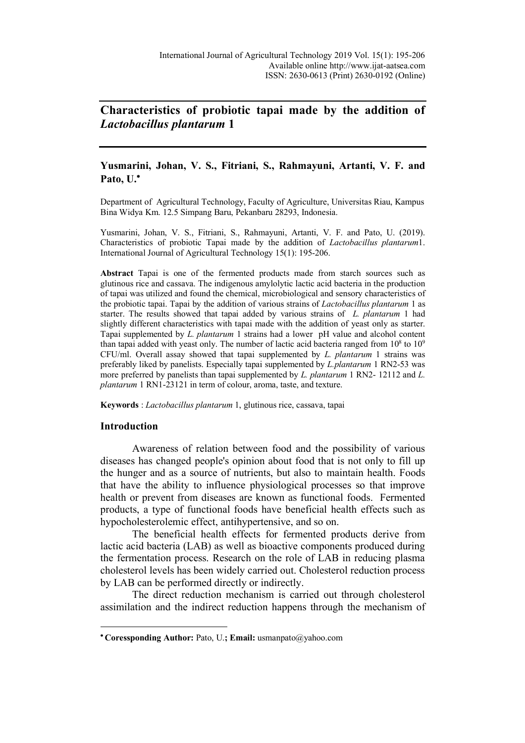# Characteristics of probiotic tapai made by the addition of *Lactobacillus plantarum* 1

**Yusmarini, Johan, V. S., Fitriani, S., Rahmayuni, Artanti, V. F. and Pato, U.***

Department of Agricultural Technology, Faculty of Agriculture, Universitas Riau, Kampus Bina Widya Km. 12.5 Simpang Baru, Pekanbaru 28293, Indonesia.

Yusmarini, Johan, V. S., Fitriani, S., Rahmayuni, Artanti, V. F. and Pato, U. (2019). Characteristics of probiotic Tapai made by the addition of *Lactobacillus plantarum*1. International Journal of Agricultural Technology 15(1): 195-206.

**Abstract** Tapai is one of the fermented products made from starch sources such as glutinous rice and cassava. The indigenous amylolytic lactic acid bacteria in the production of tapai was utilized and found the chemical, microbiological and sensory characteristics of the probiotic tapai. Tapai by the addition of various strains of *Lactobacillus plantarum* 1 as starter. The results showed that tapai added by various strains of *L. plantarum* 1 had slightly different characteristics with tapai made with the addition of yeast only as starter. Tapai supplemented by *L. plantarum* 1 strains had a lower pH value and alcohol content than tapai added with yeast only. The number of lactic acid bacteria ranged from $10^8$ to $10^9$ CFU/ml. Overall assay showed that tapai supplemented by *L. plantarum* 1 strains was preferably liked by panelists. Especially tapai supplemented by *L.plantarum* 1 RN2-53 was more preferred by panelists than tapai supplemented by *L. plantarum* 1 RN2- 12112 and *L. plantarum* 1 RN1-23121 in term of colour, aroma, taste, and texture.

**Keywords** : *Lactobacillus plantarum* 1, glutinous rice, cassava, tapai

## Introduction

Awareness of relation between food and the possibility of various diseases has changed people's opinion about food that is not only to fill up the hunger and as a source of nutrients, but also to maintain health. Foods that have the ability to influence physiological processes so that improve health or prevent from diseases are known as functional foods. Fermented products, a type of functional foods have beneficial health effects such as hypocholesterolemic effect, antihypertensive, and so on.

The beneficial health effects for fermented products derive from lactic acid bacteria (LAB) as well as bioactive components produced during the fermentation process. Research on the role of LAB in reducing plasma cholesterol levels has been widely carried out. Cholesterol reduction process by LAB can be performed directly or indirectly.

The direct reduction mechanism is carried out through cholesterol assimilation and the indirect reduction happens through the mechanism of

---

* **Coressponding Author:** Pato, U.**; Email:** usmanpato@yahoo.com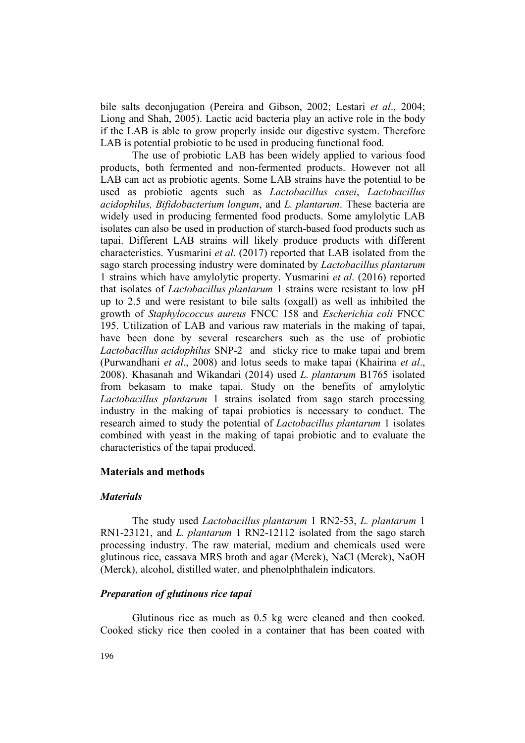bile salts deconjugation (Pereira and Gibson, 2002; Lestari *et al*., 2004; Liong and Shah, 2005). Lactic acid bacteria play an active role in the body if the LAB is able to grow properly inside our digestive system. Therefore LAB is potential probiotic to be used in producing functional food.

The use of probiotic LAB has been widely applied to various food products, both fermented and non-fermented products. However not all LAB can act as probiotic agents. Some LAB strains have the potential to be used as probiotic agents such as *Lactobacillus casei*, *Lactobacillus acidophilus, Bifidobacterium longum*, and *L. plantarum*. These bacteria are widely used in producing fermented food products. Some amylolytic LAB isolates can also be used in production of starch-based food products such as tapai. Different LAB strains will likely produce products with different characteristics. Yusmarini *et al*. (2017) reported that LAB isolated from the sago starch processing industry were dominated by *Lactobacillus plantarum* 1 strains which have amylolytic property. Yusmarini *et al*. (2016) reported that isolates of *Lactobacillus plantarum* 1 strains were resistant to low pH up to 2.5 and were resistant to bile salts (oxgall) as well as inhibited the growth of *Staphylococcus aureus* FNCC 158 and *Escherichia coli* FNCC 195. Utilization of LAB and various raw materials in the making of tapai, have been done by several researchers such as the use of probiotic *Lactobacillus acidophilus* SNP-2 and sticky rice to make tapai and brem (Purwandhani *et al*., 2008) and lotus seeds to make tapai (Khairina *et al*., 2008). Khasanah and Wikandari (2014) used *L. plantarum* B1765 isolated from bekasam to make tapai. Study on the benefits of amylolytic *Lactobacillus plantarum* 1 strains isolated from sago starch processing industry in the making of tapai probiotics is necessary to conduct. The research aimed to study the potential of *Lactobacillus plantarum* 1 isolates combined with yeast in the making of tapai probiotic and to evaluate the characteristics of the tapai produced.

## Materials and methods

### *Materials*

The study used *Lactobacillus plantarum* 1 RN2-53, *L. plantarum* 1 RN1-23121, and *L. plantarum* 1 RN2-12112 isolated from the sago starch processing industry. The raw material, medium and chemicals used were glutinous rice, cassava MRS broth and agar (Merck), NaCl (Merck), NaOH (Merck), alcohol, distilled water, and phenolphthalein indicators.

### *Preparation of glutinous rice tapai*

Glutinous rice as much as 0.5 kg were cleaned and then cooked. Cooked sticky rice then cooled in a container that has been coated with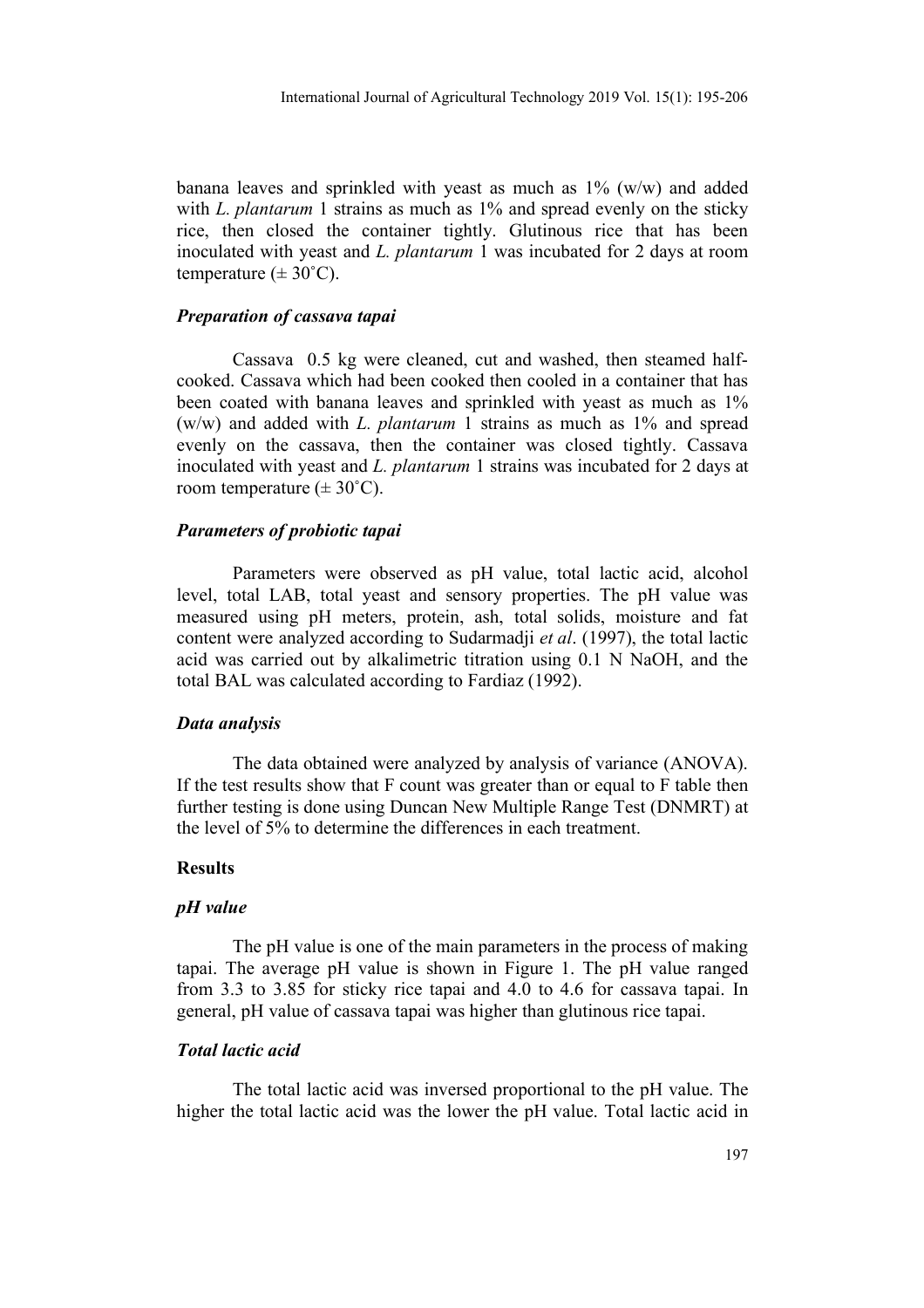banana leaves and sprinkled with yeast as much as 1% (w/w) and added with *L. plantarum* 1 strains as much as 1% and spread evenly on the sticky rice, then closed the container tightly. Glutinous rice that has been inoculated with yeast and *L. plantarum* 1 was incubated for 2 days at room temperature (± 30˚C).

### *Preparation of cassava tapai*

Cassava 0.5 kg were cleaned, cut and washed, then steamed half-cooked. Cassava which had been cooked then cooled in a container that has been coated with banana leaves and sprinkled with yeast as much as 1% (w/w) and added with *L. plantarum* 1 strains as much as 1% and spread evenly on the cassava, then the container was closed tightly. Cassava inoculated with yeast and *L. plantarum* 1 strains was incubated for 2 days at room temperature (± 30˚C).

### *Parameters of probiotic tapai*

Parameters were observed as pH value, total lactic acid, alcohol level, total LAB, total yeast and sensory properties. The pH value was measured using pH meters, protein, ash, total solids, moisture and fat content were analyzed according to Sudarmadji *et al*. (1997), the total lactic acid was carried out by alkalimetric titration using 0.1 N NaOH, and the total BAL was calculated according to Fardiaz (1992).

### *Data analysis*

The data obtained were analyzed by analysis of variance (ANOVA). If the test results show that F count was greater than or equal to F table then further testing is done using Duncan New Multiple Range Test (DNMRT) at the level of 5% to determine the differences in each treatment.

## Results

### *pH value*

The pH value is one of the main parameters in the process of making tapai. The average pH value is shown in Figure 1. The pH value ranged from 3.3 to 3.85 for sticky rice tapai and 4.0 to 4.6 for cassava tapai. In general, pH value of cassava tapai was higher than glutinous rice tapai.

### *Total lactic acid*

The total lactic acid was inversed proportional to the pH value. The higher the total lactic acid was the lower the pH value. Total lactic acid in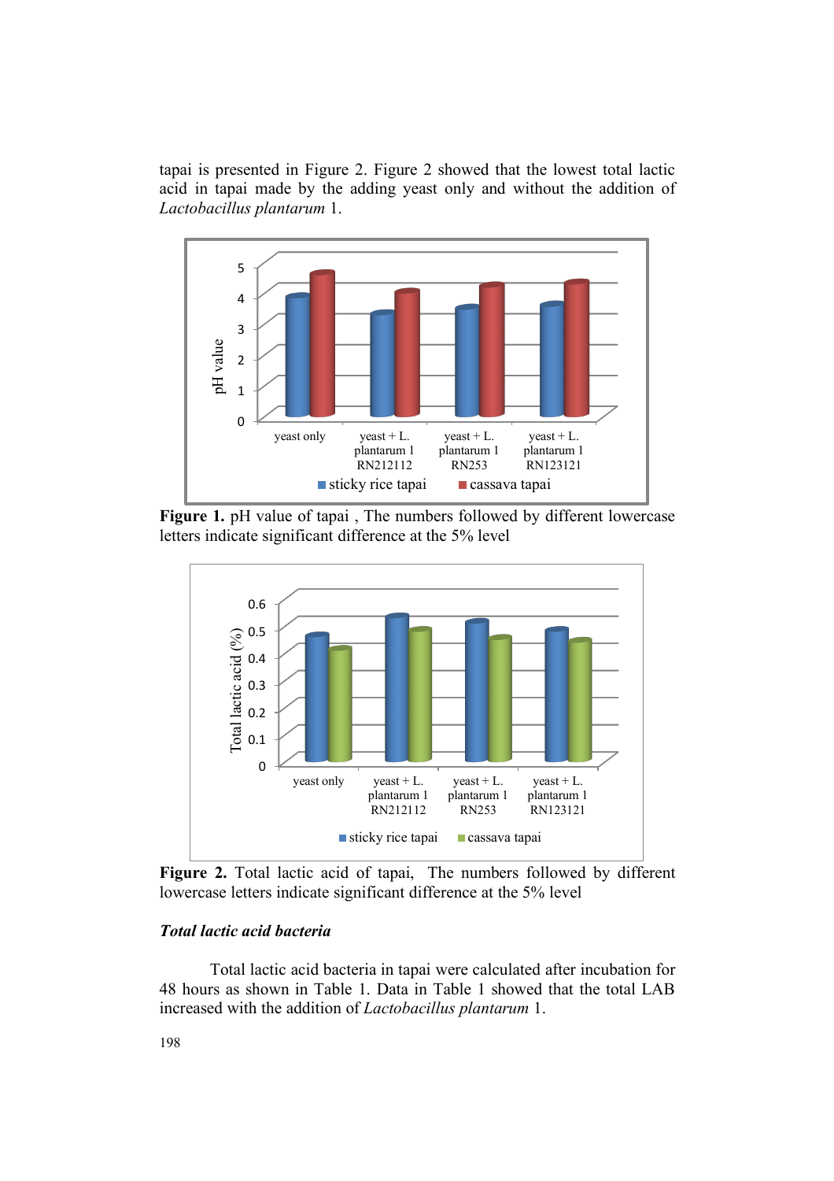tapai is presented in Figure 2. Figure 2 showed that the lowest total lactic acid in tapai made by the adding yeast only and without the addition of *Lactobacillus plantarum* 1.

**Figure 1.** pH value of tapai , The numbers followed by different lowercase letters indicate significant difference at the 5% level

**Figure 2.** Total lactic acid of tapai, The numbers followed by different lowercase letters indicate significant difference at the 5% level

***Total lactic acid bacteria***

Total lactic acid bacteria in tapai were calculated after incubation for 48 hours as shown in Table 1. Data in Table 1 showed that the total LAB increased with the addition of *Lactobacillus plantarum* 1.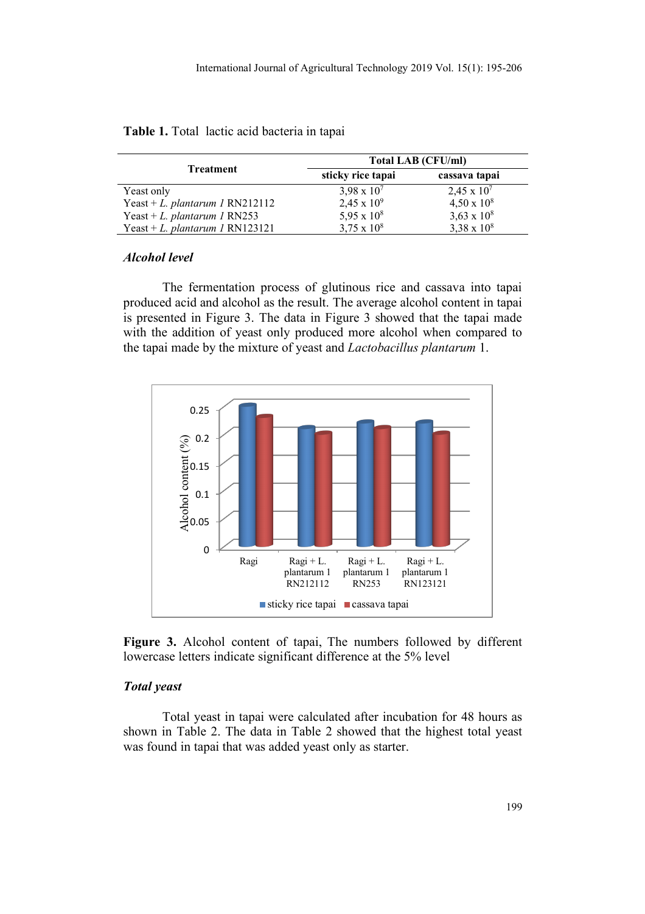**Table 1.** Total lactic acid bacteria in tapai

| Treatment | Total LAB (CFU/ml) | |
|---|---|---|
| | sticky rice tapai | cassava tapai |
| Yeast only | $3{,}98 \times 10^{7}$ | $2{,}45 \times 10^{7}$ |
| Yeast + *L. plantarum 1* RN212112 | $2{,}45 \times 10^{9}$ | $4{,}50 \times 10^{8}$ |
| Yeast + *L. plantarum 1* RN253 | $5{,}95 \times 10^{8}$ | $3{,}63 \times 10^{8}$ |
| Yeast + *L. plantarum 1* RN123121 | $3{,}75 \times 10^{8}$ | $3{,}38 \times 10^{8}$ |

### *Alcohol level*

The fermentation process of glutinous rice and cassava into tapai produced acid and alcohol as the result. The average alcohol content in tapai is presented in Figure 3. The data in Figure 3 showed that the tapai made with the addition of yeast only produced more alcohol when compared to the tapai made by the mixture of yeast and *Lactobacillus plantarum* 1.

**Figure 3.** Alcohol content of tapai, The numbers followed by different lowercase letters indicate significant difference at the 5% level

### *Total yeast*

Total yeast in tapai were calculated after incubation for 48 hours as shown in Table 2. The data in Table 2 showed that the highest total yeast was found in tapai that was added yeast only as starter.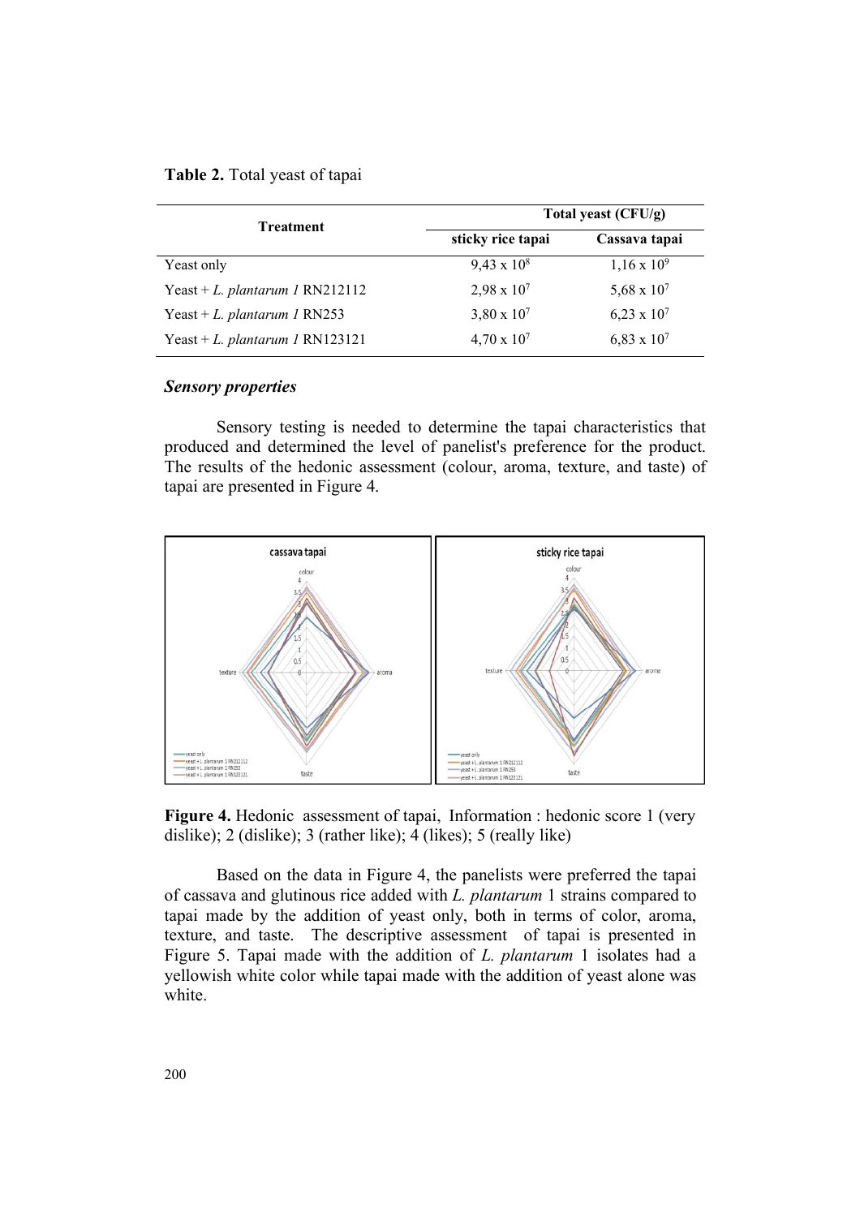**Table 2.** Total yeast of tapai

| Treatment | Total yeast (CFU/g) | |
|---|---|---|
| | sticky rice tapai | Cassava tapai |
| Yeast only | $9{,}43 \times 10^8$ | $1{,}16 \times 10^9$ |
| Yeast + *L. plantarum 1* RN212112 | $2{,}98 \times 10^7$ | $5{,}68 \times 10^7$ |
| Yeast + *L. plantarum 1* RN253 | $3{,}80 \times 10^7$ | $6{,}23 \times 10^7$ |
| Yeast + *L. plantarum 1* RN123121 | $4{,}70 \times 10^7$ | $6{,}83 \times 10^7$ |

***Sensory properties***

Sensory testing is needed to determine the tapai characteristics that produced and determined the level of panelist's preference for the product. The results of the hedonic assessment (colour, aroma, texture, and taste) of tapai are presented in Figure 4.

**Figure 4.** Hedonic assessment of tapai, Information : hedonic score 1 (very dislike); 2 (dislike); 3 (rather like); 4 (likes); 5 (really like)

Based on the data in Figure 4, the panelists were preferred the tapai of cassava and glutinous rice added with *L. plantarum* 1 strains compared to tapai made by the addition of yeast only, both in terms of color, aroma, texture, and taste. The descriptive assessment of tapai is presented in Figure 5. Tapai made with the addition of *L. plantarum* 1 isolates had a yellowish white color while tapai made with the addition of yeast alone was white.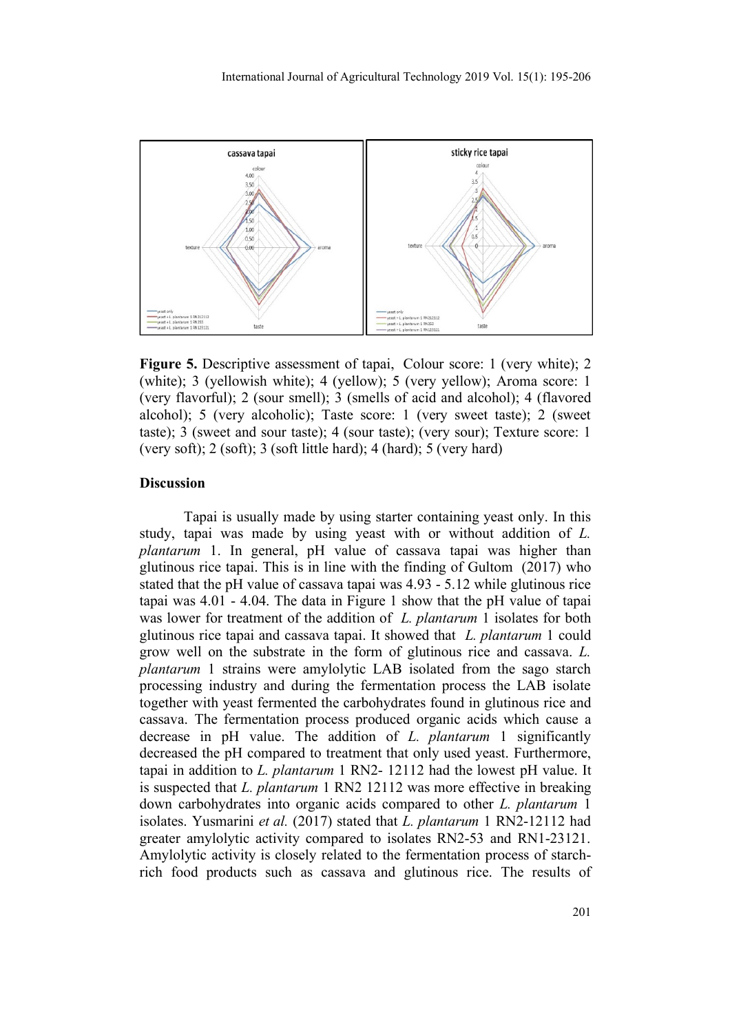**Figure 5.** Descriptive assessment of tapai, Colour score: 1 (very white); 2 (white); 3 (yellowish white); 4 (yellow); 5 (very yellow); Aroma score: 1 (very flavorful); 2 (sour smell); 3 (smells of acid and alcohol); 4 (flavored alcohol); 5 (very alcoholic); Taste score: 1 (very sweet taste); 2 (sweet taste); 3 (sweet and sour taste); 4 (sour taste); (very sour); Texture score: 1 (very soft); 2 (soft); 3 (soft little hard); 4 (hard); 5 (very hard)

## Discussion

Tapai is usually made by using starter containing yeast only. In this study, tapai was made by using yeast with or without addition of *L. plantarum* 1. In general, pH value of cassava tapai was higher than glutinous rice tapai. This is in line with the finding of Gultom (2017) who stated that the pH value of cassava tapai was 4.93 - 5.12 while glutinous rice tapai was 4.01 - 4.04. The data in Figure 1 show that the pH value of tapai was lower for treatment of the addition of *L. plantarum* 1 isolates for both glutinous rice tapai and cassava tapai. It showed that *L. plantarum* 1 could grow well on the substrate in the form of glutinous rice and cassava. *L. plantarum* 1 strains were amylolytic LAB isolated from the sago starch processing industry and during the fermentation process the LAB isolate together with yeast fermented the carbohydrates found in glutinous rice and cassava. The fermentation process produced organic acids which cause a decrease in pH value. The addition of *L. plantarum* 1 significantly decreased the pH compared to treatment that only used yeast. Furthermore, tapai in addition to *L. plantarum* 1 RN2- 12112 had the lowest pH value. It is suspected that *L. plantarum* 1 RN2 12112 was more effective in breaking down carbohydrates into organic acids compared to other *L. plantarum* 1 isolates. Yusmarini *et al.* (2017) stated that *L. plantarum* 1 RN2-12112 had greater amylolytic activity compared to isolates RN2-53 and RN1-23121. Amylolytic activity is closely related to the fermentation process of starch-rich food products such as cassava and glutinous rice. The results of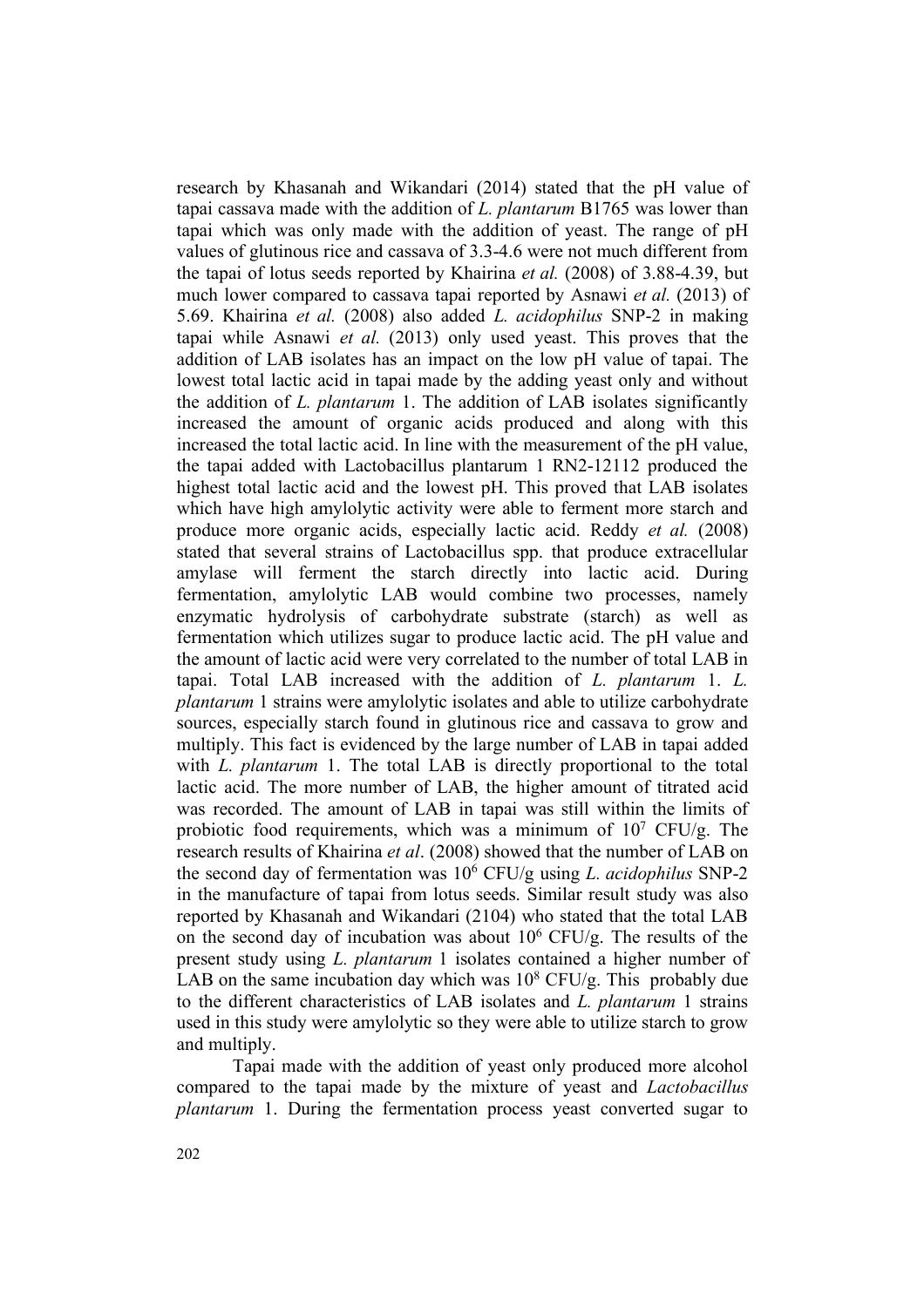research by Khasanah and Wikandari (2014) stated that the pH value of tapai cassava made with the addition of *L. plantarum* B1765 was lower than tapai which was only made with the addition of yeast. The range of pH values of glutinous rice and cassava of 3.3-4.6 were not much different from the tapai of lotus seeds reported by Khairina *et al.* (2008) of 3.88-4.39, but much lower compared to cassava tapai reported by Asnawi *et al.* (2013) of 5.69. Khairina *et al.* (2008) also added *L. acidophilus* SNP-2 in making tapai while Asnawi *et al.* (2013) only used yeast. This proves that the addition of LAB isolates has an impact on the low pH value of tapai. The lowest total lactic acid in tapai made by the adding yeast only and without the addition of *L. plantarum* 1. The addition of LAB isolates significantly increased the amount of organic acids produced and along with this increased the total lactic acid. In line with the measurement of the pH value, the tapai added with Lactobacillus plantarum 1 RN2-12112 produced the highest total lactic acid and the lowest pH. This proved that LAB isolates which have high amylolytic activity were able to ferment more starch and produce more organic acids, especially lactic acid. Reddy *et al.* (2008) stated that several strains of Lactobacillus spp. that produce extracellular amylase will ferment the starch directly into lactic acid. During fermentation, amylolytic LAB would combine two processes, namely enzymatic hydrolysis of carbohydrate substrate (starch) as well as fermentation which utilizes sugar to produce lactic acid. The pH value and the amount of lactic acid were very correlated to the number of total LAB in tapai. Total LAB increased with the addition of *L. plantarum* 1. *L. plantarum* 1 strains were amylolytic isolates and able to utilize carbohydrate sources, especially starch found in glutinous rice and cassava to grow and multiply. This fact is evidenced by the large number of LAB in tapai added with *L. plantarum* 1. The total LAB is directly proportional to the total lactic acid. The more number of LAB, the higher amount of titrated acid was recorded. The amount of LAB in tapai was still within the limits of probiotic food requirements, which was a minimum of $10^7$ CFU/g. The research results of Khairina *et al*. (2008) showed that the number of LAB on the second day of fermentation was $10^6$ CFU/g using *L. acidophilus* SNP-2 in the manufacture of tapai from lotus seeds. Similar result study was also reported by Khasanah and Wikandari (2104) who stated that the total LAB on the second day of incubation was about $10^6$ CFU/g. The results of the present study using *L. plantarum* 1 isolates contained a higher number of LAB on the same incubation day which was $10^8$ CFU/g. This probably due to the different characteristics of LAB isolates and *L. plantarum* 1 strains used in this study were amylolytic so they were able to utilize starch to grow and multiply.

Tapai made with the addition of yeast only produced more alcohol compared to the tapai made by the mixture of yeast and *Lactobacillus plantarum* 1. During the fermentation process yeast converted sugar to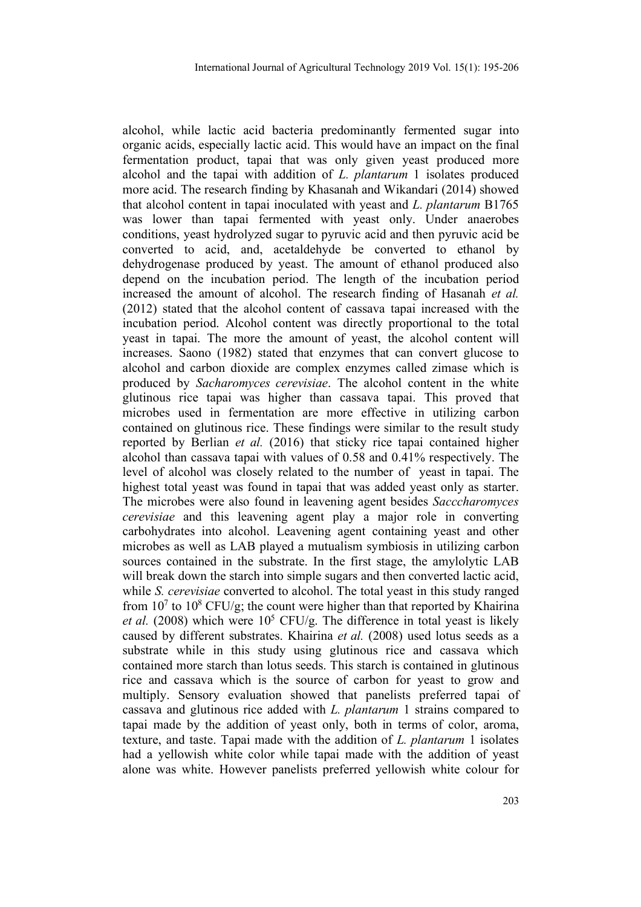alcohol, while lactic acid bacteria predominantly fermented sugar into organic acids, especially lactic acid. This would have an impact on the final fermentation product, tapai that was only given yeast produced more alcohol and the tapai with addition of *L. plantarum* 1 isolates produced more acid. The research finding by Khasanah and Wikandari (2014) showed that alcohol content in tapai inoculated with yeast and *L. plantarum* B1765 was lower than tapai fermented with yeast only. Under anaerobes conditions, yeast hydrolyzed sugar to pyruvic acid and then pyruvic acid be converted to acid, and, acetaldehyde be converted to ethanol by dehydrogenase produced by yeast. The amount of ethanol produced also depend on the incubation period. The length of the incubation period increased the amount of alcohol. The research finding of Hasanah *et al.* (2012) stated that the alcohol content of cassava tapai increased with the incubation period. Alcohol content was directly proportional to the total yeast in tapai. The more the amount of yeast, the alcohol content will increases. Saono (1982) stated that enzymes that can convert glucose to alcohol and carbon dioxide are complex enzymes called zimase which is produced by *Sacharomyces cerevisiae*. The alcohol content in the white glutinous rice tapai was higher than cassava tapai. This proved that microbes used in fermentation are more effective in utilizing carbon contained on glutinous rice. These findings were similar to the result study reported by Berlian *et al.* (2016) that sticky rice tapai contained higher alcohol than cassava tapai with values of 0.58 and 0.41% respectively. The level of alcohol was closely related to the number of yeast in tapai. The highest total yeast was found in tapai that was added yeast only as starter. The microbes were also found in leavening agent besides *Sacccharomyces cerevisiae* and this leavening agent play a major role in converting carbohydrates into alcohol. Leavening agent containing yeast and other microbes as well as LAB played a mutualism symbiosis in utilizing carbon sources contained in the substrate. In the first stage, the amylolytic LAB will break down the starch into simple sugars and then converted lactic acid, while *S. cerevisiae* converted to alcohol. The total yeast in this study ranged from $10^7$ to $10^8$ CFU/g; the count were higher than that reported by Khairina *et al.* (2008) which were $10^5$ CFU/g. The difference in total yeast is likely caused by different substrates. Khairina *et al.* (2008) used lotus seeds as a substrate while in this study using glutinous rice and cassava which contained more starch than lotus seeds. This starch is contained in glutinous rice and cassava which is the source of carbon for yeast to grow and multiply. Sensory evaluation showed that panelists preferred tapai of cassava and glutinous rice added with *L. plantarum* 1 strains compared to tapai made by the addition of yeast only, both in terms of color, aroma, texture, and taste. Tapai made with the addition of *L. plantarum* 1 isolates had a yellowish white color while tapai made with the addition of yeast alone was white. However panelists preferred yellowish white colour for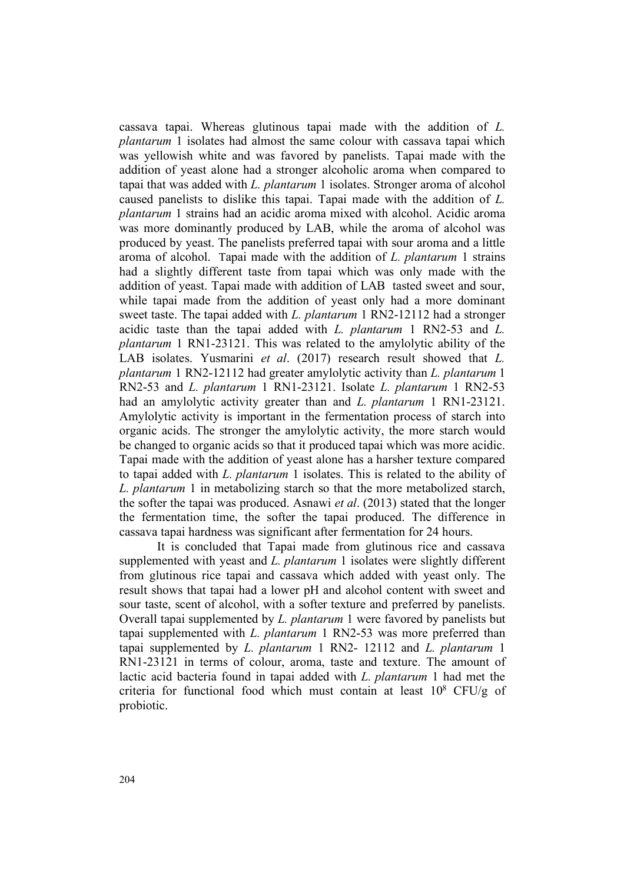cassava tapai. Whereas glutinous tapai made with the addition of *L. plantarum* 1 isolates had almost the same colour with cassava tapai which was yellowish white and was favored by panelists. Tapai made with the addition of yeast alone had a stronger alcoholic aroma when compared to tapai that was added with *L. plantarum* 1 isolates. Stronger aroma of alcohol caused panelists to dislike this tapai. Tapai made with the addition of *L. plantarum* 1 strains had an acidic aroma mixed with alcohol. Acidic aroma was more dominantly produced by LAB, while the aroma of alcohol was produced by yeast. The panelists preferred tapai with sour aroma and a little aroma of alcohol. Tapai made with the addition of *L. plantarum* 1 strains had a slightly different taste from tapai which was only made with the addition of yeast. Tapai made with addition of LAB tasted sweet and sour, while tapai made from the addition of yeast only had a more dominant sweet taste. The tapai added with *L. plantarum* 1 RN2-12112 had a stronger acidic taste than the tapai added with *L. plantarum* 1 RN2-53 and *L. plantarum* 1 RN1-23121. This was related to the amylolytic ability of the LAB isolates. Yusmarini *et al*. (2017) research result showed that *L. plantarum* 1 RN2-12112 had greater amylolytic activity than *L. plantarum* 1 RN2-53 and *L. plantarum* 1 RN1-23121. Isolate *L. plantarum* 1 RN2-53 had an amylolytic activity greater than and *L. plantarum* 1 RN1-23121. Amylolytic activity is important in the fermentation process of starch into organic acids. The stronger the amylolytic activity, the more starch would be changed to organic acids so that it produced tapai which was more acidic. Tapai made with the addition of yeast alone has a harsher texture compared to tapai added with *L. plantarum* 1 isolates. This is related to the ability of *L. plantarum* 1 in metabolizing starch so that the more metabolized starch, the softer the tapai was produced. Asnawi *et al*. (2013) stated that the longer the fermentation time, the softer the tapai produced. The difference in cassava tapai hardness was significant after fermentation for 24 hours.

It is concluded that Tapai made from glutinous rice and cassava supplemented with yeast and *L. plantarum* 1 isolates were slightly different from glutinous rice tapai and cassava which added with yeast only. The result shows that tapai had a lower pH and alcohol content with sweet and sour taste, scent of alcohol, with a softer texture and preferred by panelists. Overall tapai supplemented by *L. plantarum* 1 were favored by panelists but tapai supplemented with *L. plantarum* 1 RN2-53 was more preferred than tapai supplemented by *L. plantarum* 1 RN2- 12112 and *L. plantarum* 1 RN1-23121 in terms of colour, aroma, taste and texture. The amount of lactic acid bacteria found in tapai added with *L. plantarum* 1 had met the criteria for functional food which must contain at least $10^8$ CFU/g of probiotic.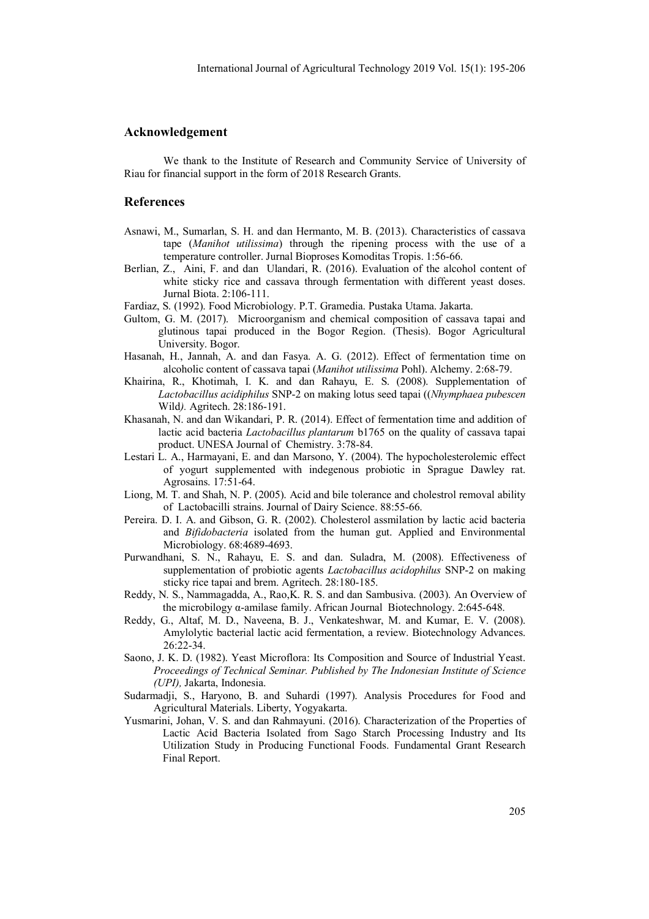## Acknowledgement

We thank to the Institute of Research and Community Service of University of Riau for financial support in the form of 2018 Research Grants.

## References

Asnawi, M., Sumarlan, S. H. and dan Hermanto, M. B. (2013). Characteristics of cassava tape (*Manihot utilissima*) through the ripening process with the use of a temperature controller. Jurnal Bioproses Komoditas Tropis. 1:56-66.

Berlian, Z., Aini, F. and dan Ulandari, R. (2016). Evaluation of the alcohol content of white sticky rice and cassava through fermentation with different yeast doses. Jurnal Biota. 2:106-111.

Fardiaz, S. (1992). Food Microbiology. P.T. Gramedia. Pustaka Utama. Jakarta.

Gultom, G. M. (2017). Microorganism and chemical composition of cassava tapai and glutinous tapai produced in the Bogor Region. (Thesis). Bogor Agricultural University. Bogor.

Hasanah, H., Jannah, A. and dan Fasya. A. G. (2012). Effect of fermentation time on alcoholic content of cassava tapai (*Manihot utilissima* Pohl). Alchemy. 2:68-79.

Khairina, R., Khotimah, I. K. and dan Rahayu, E. S. (2008). Supplementation of *Lactobacillus acidiphilus* SNP-2 on making lotus seed tapai ((*Nhymphaea pubescen* Wild*)*. Agritech. 28:186-191.

Khasanah, N. and dan Wikandari, P. R. (2014). Effect of fermentation time and addition of lactic acid bacteria *Lactobacillus plantarum* b1765 on the quality of cassava tapai product. UNESA Journal of Chemistry. 3:78-84.

Lestari L. A., Harmayani, E. and dan Marsono, Y. (2004). The hypocholesterolemic effect of yogurt supplemented with indegenous probiotic in Sprague Dawley rat. Agrosains. 17:51-64.

Liong, M. T. and Shah, N. P. (2005). Acid and bile tolerance and cholestrol removal ability of Lactobacilli strains. Journal of Dairy Science. 88:55-66.

Pereira. D. I. A. and Gibson, G. R. (2002). Cholesterol assmilation by lactic acid bacteria and *Bifidobacteria* isolated from the human gut. Applied and Environmental Microbiology. 68:4689-4693.

Purwandhani, S. N., Rahayu, E. S. and dan. Suladra, M. (2008). Effectiveness of supplementation of probiotic agents *Lactobacillus acidophilus* SNP-2 on making sticky rice tapai and brem. Agritech. 28:180-185.

Reddy, N. S., Nammagadda, A., Rao,K. R. S. and dan Sambusiva. (2003). An Overview of the microbilogy α-amilase family. African Journal Biotechnology. 2:645-648.

Reddy, G., Altaf, M. D., Naveena, B. J., Venkateshwar, M. and Kumar, E. V. (2008). Amylolytic bacterial lactic acid fermentation, a review. Biotechnology Advances. 26:22-34.

Saono, J. K. D. (1982). Yeast Microflora: Its Composition and Source of Industrial Yeast. *Proceedings of Technical Seminar. Published by The Indonesian Institute of Science (UPI),* Jakarta, Indonesia.

Sudarmadji, S., Haryono, B. and Suhardi (1997). Analysis Procedures for Food and Agricultural Materials. Liberty, Yogyakarta.

Yusmarini, Johan, V. S. and dan Rahmayuni. (2016). Characterization of the Properties of Lactic Acid Bacteria Isolated from Sago Starch Processing Industry and Its Utilization Study in Producing Functional Foods. Fundamental Grant Research Final Report.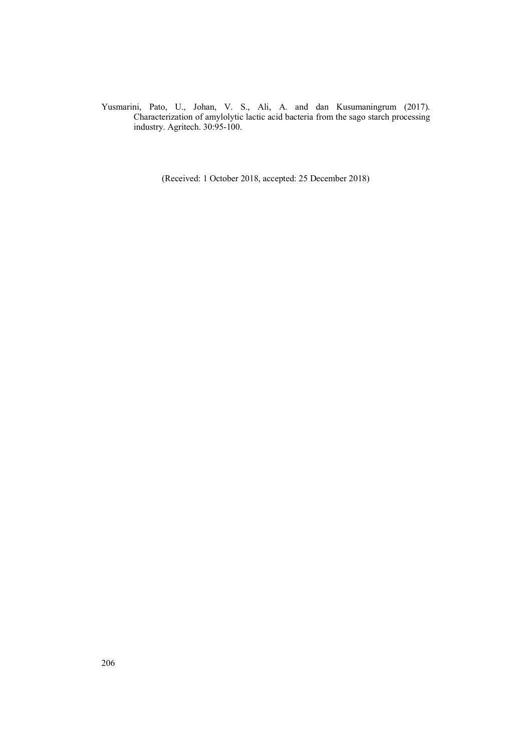Yusmarini, Pato, U., Johan, V. S., Ali, A. and dan Kusumaningrum (2017). Characterization of amylolytic lactic acid bacteria from the sago starch processing industry. Agritech. 30:95-100.

(Received: 1 October 2018, accepted: 25 December 2018)